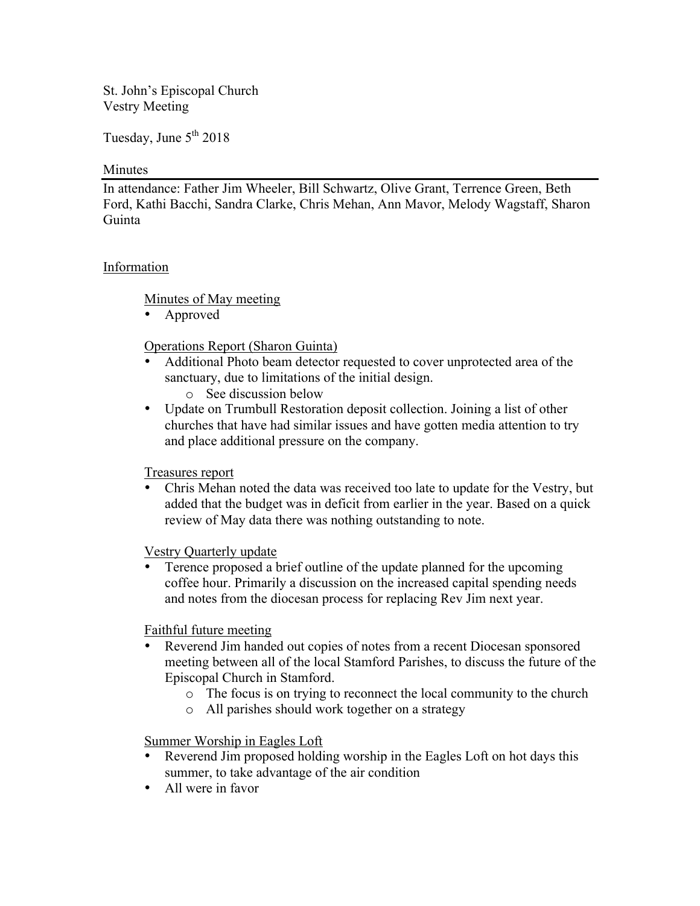St. John's Episcopal Church
Vestry Meeting

Tuesday, June 5th 2018

Minutes

In attendance: Father Jim Wheeler, Bill Schwartz, Olive Grant, Terrence Green, Beth Ford, Kathi Bacchi, Sandra Clarke, Chris Mehan, Ann Mavor, Melody Wagstaff, Sharon Guinta

## Information

### Minutes of May meeting

- Approved

### Operations Report (Sharon Guinta)

- Additional Photo beam detector requested to cover unprotected area of the sanctuary, due to limitations of the initial design.
  - See discussion below
- Update on Trumbull Restoration deposit collection. Joining a list of other churches that have had similar issues and have gotten media attention to try and place additional pressure on the company.

### Treasures report

- Chris Mehan noted the data was received too late to update for the Vestry, but added that the budget was in deficit from earlier in the year. Based on a quick review of May data there was nothing outstanding to note.

### Vestry Quarterly update

- Terence proposed a brief outline of the update planned for the upcoming coffee hour. Primarily a discussion on the increased capital spending needs and notes from the diocesan process for replacing Rev Jim next year.

### Faithful future meeting

- Reverend Jim handed out copies of notes from a recent Diocesan sponsored meeting between all of the local Stamford Parishes, to discuss the future of the Episcopal Church in Stamford.
  - The focus is on trying to reconnect the local community to the church
  - All parishes should work together on a strategy

### Summer Worship in Eagles Loft

- Reverend Jim proposed holding worship in the Eagles Loft on hot days this summer, to take advantage of the air condition
- All were in favor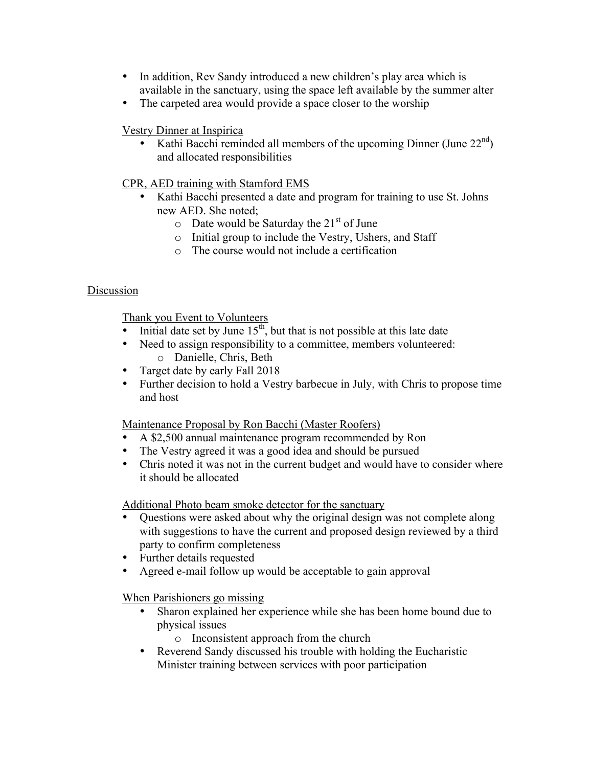- In addition, Rev Sandy introduced a new children's play area which is available in the sanctuary, using the space left available by the summer alter
- The carpeted area would provide a space closer to the worship

Vestry Dinner at Inspirica

- Kathi Bacchi reminded all members of the upcoming Dinner (June 22nd) and allocated responsibilities

CPR, AED training with Stamford EMS

- Kathi Bacchi presented a date and program for training to use St. Johns new AED. She noted;
  - Date would be Saturday the 21st of June
  - Initial group to include the Vestry, Ushers, and Staff
  - The course would not include a certification

Discussion

Thank you Event to Volunteers

- Initial date set by June 15th, but that is not possible at this late date
- Need to assign responsibility to a committee, members volunteered:
  - Danielle, Chris, Beth
- Target date by early Fall 2018
- Further decision to hold a Vestry barbecue in July, with Chris to propose time and host

Maintenance Proposal by Ron Bacchi (Master Roofers)

- A $2,500 annual maintenance program recommended by Ron
- The Vestry agreed it was a good idea and should be pursued
- Chris noted it was not in the current budget and would have to consider where it should be allocated

Additional Photo beam smoke detector for the sanctuary

- Questions were asked about why the original design was not complete along with suggestions to have the current and proposed design reviewed by a third party to confirm completeness
- Further details requested
- Agreed e-mail follow up would be acceptable to gain approval

When Parishioners go missing

- Sharon explained her experience while she has been home bound due to physical issues
  - Inconsistent approach from the church
- Reverend Sandy discussed his trouble with holding the Eucharistic Minister training between services with poor participation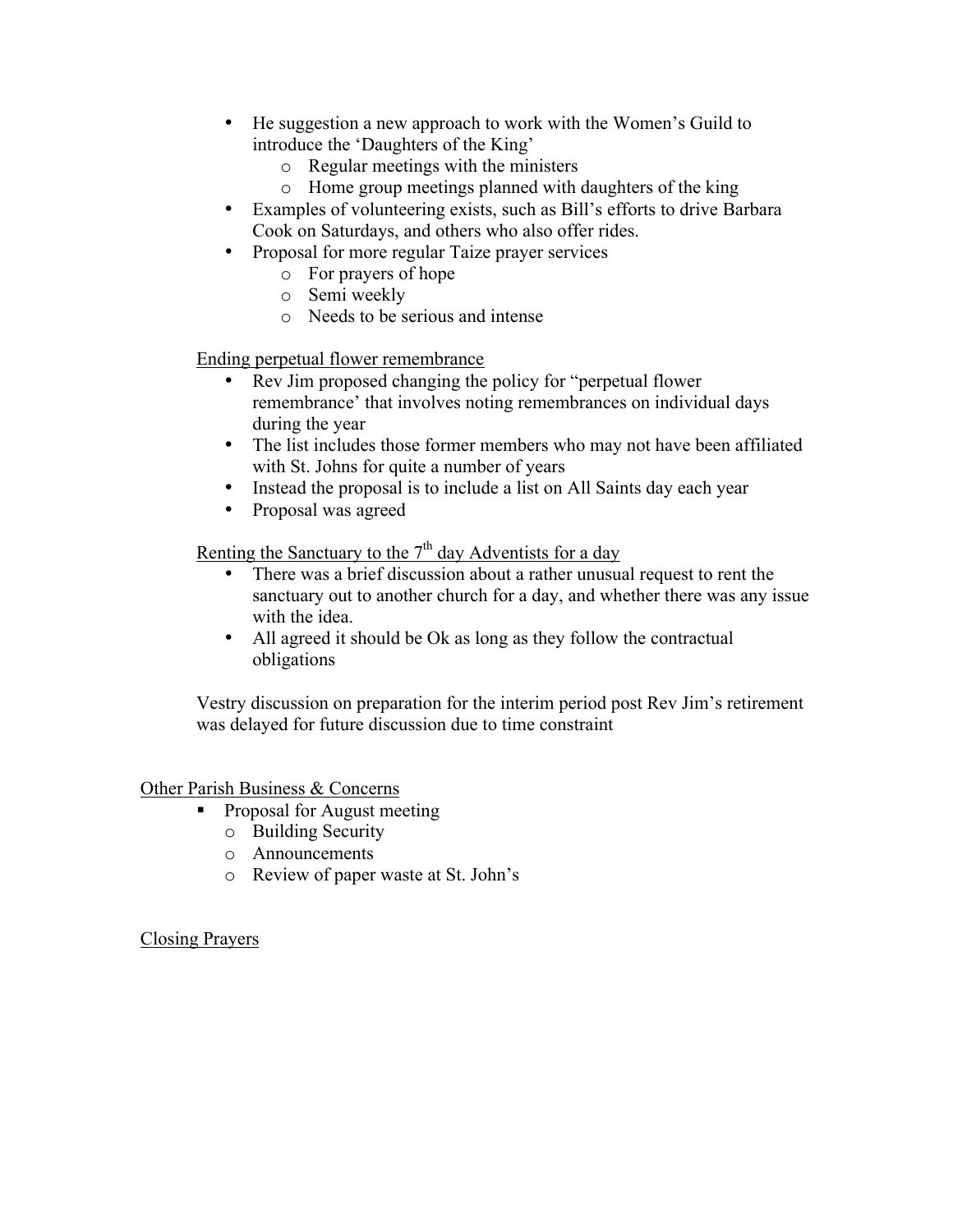- He suggestion a new approach to work with the Women's Guild to introduce the 'Daughters of the King'
  - Regular meetings with the ministers
  - Home group meetings planned with daughters of the king
- Examples of volunteering exists, such as Bill's efforts to drive Barbara Cook on Saturdays, and others who also offer rides.
- Proposal for more regular Taize prayer services
  - For prayers of hope
  - Semi weekly
  - Needs to be serious and intense

<u>Ending perpetual flower remembrance</u>

- Rev Jim proposed changing the policy for "perpetual flower remembrance' that involves noting remembrances on individual days during the year
- The list includes those former members who may not have been affiliated with St. Johns for quite a number of years
- Instead the proposal is to include a list on All Saints day each year
- Proposal was agreed

<u>Renting the Sanctuary to the 7th day Adventists for a day</u>

- There was a brief discussion about a rather unusual request to rent the sanctuary out to another church for a day, and whether there was any issue with the idea.
- All agreed it should be Ok as long as they follow the contractual obligations

Vestry discussion on preparation for the interim period post Rev Jim's retirement was delayed for future discussion due to time constraint

<u>Other Parish Business & Concerns</u>

- Proposal for August meeting
  - Building Security
  - Announcements
  - Review of paper waste at St. John's

<u>Closing Prayers</u>